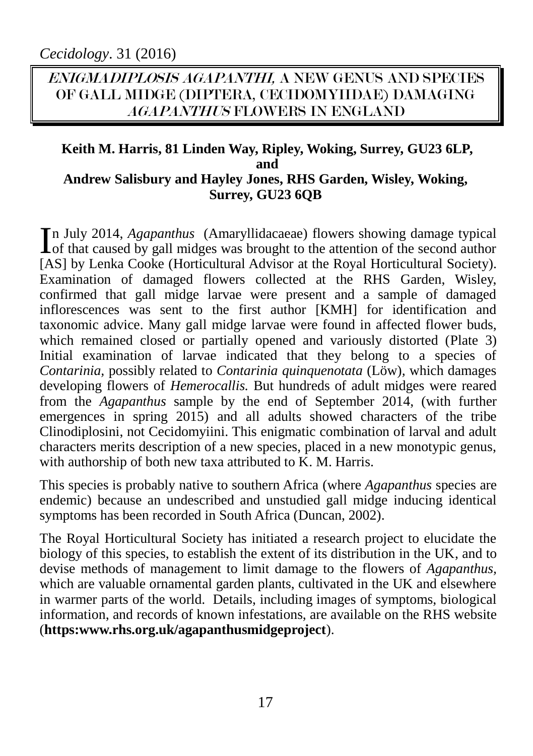# *ENIGMADIPLOSIS AGAPANTHI*, A NEW GENUS AND SPECIES OF GALL MIDGE (DIPTERA, CECIDOMYIIDAE) DAMAGING *AGAPANTHUS* FLOWERS IN ENGLAND

**Keith M. Harris, 81 Linden Way, Ripley, Woking, Surrey, GU23 6LP, and Andrew Salisbury and Hayley Jones, RHS Garden, Wisley, Woking, Surrey, GU23 6QB**

In July 2014, *Agapanthus* (Amaryllidacaeae) flowers showing damage typical of that caused by gall midges was brought to the attention of the second author [AS] by Lenka Cooke (Horticultural Advisor at the Royal Horticultural Society). Examination of damaged flowers collected at the RHS Garden, Wisley, confirmed that gall midge larvae were present and a sample of damaged inflorescences was sent to the first author [KMH] for identification and taxonomic advice. Many gall midge larvae were found in affected flower buds, which remained closed or partially opened and variously distorted (Plate 3) Initial examination of larvae indicated that they belong to a species of *Contarinia*, possibly related to *Contarinia quinquenotata* (Löw), which damages developing flowers of *Hemerocallis.* But hundreds of adult midges were reared from the *Agapanthus* sample by the end of September 2014, (with further emergences in spring 2015) and all adults showed characters of the tribe Clinodiplosini, not Cecidomyiini. This enigmatic combination of larval and adult characters merits description of a new species, placed in a new monotypic genus, with authorship of both new taxa attributed to K. M. Harris.

This species is probably native to southern Africa (where *Agapanthus* species are endemic) because an undescribed and unstudied gall midge inducing identical symptoms has been recorded in South Africa (Duncan, 2002).

The Royal Horticultural Society has initiated a research project to elucidate the biology of this species, to establish the extent of its distribution in the UK, and to devise methods of management to limit damage to the flowers of *Agapanthus*, which are valuable ornamental garden plants, cultivated in the UK and elsewhere in warmer parts of the world. Details, including images of symptoms, biological information, and records of known infestations, are available on the RHS website (**https:www.rhs.org.uk/agapanthusmidgeproject**).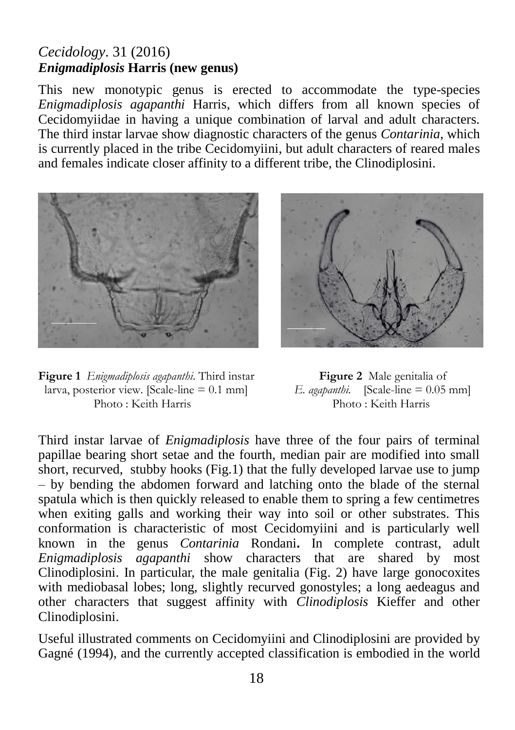*Cecidology*. 31 (2016)

### *Enigmadiplosis* Harris (new genus)

This new monotypic genus is erected to accommodate the type-species *Enigmadiplosis agapanthi* Harris, which differs from all known species of Cecidomyiidae in having a unique combination of larval and adult characters. The third instar larvae show diagnostic characters of the genus *Contarinia*, which is currently placed in the tribe Cecidomyiini, but adult characters of reared males and females indicate closer affinity to a different tribe, the Clinodiplosini.

**Figure 1** *Enigmadiplosis agapanthi*. Third instar larva, posterior view. [Scale-line = 0.1 mm] Photo : Keith Harris

**Figure 2** Male genitalia of *E. agapanthi*. [Scale-line = 0.05 mm] Photo : Keith Harris

Third instar larvae of *Enigmadiplosis* have three of the four pairs of terminal papillae bearing short setae and the fourth, median pair are modified into small short, recurved, stubby hooks (Fig.1) that the fully developed larvae use to jump – by bending the abdomen forward and latching onto the blade of the sternal spatula which is then quickly released to enable them to spring a few centimetres when exiting galls and working their way into soil or other substrates. This conformation is characteristic of most Cecidomyiini and is particularly well known in the genus *Contarinia* Rondani**.** In complete contrast, adult *Enigmadiplosis agapanthi* show characters that are shared by most Clinodiplosini. In particular, the male genitalia (Fig. 2) have large gonocoxites with mediobasal lobes; long, slightly recurved gonostyles; a long aedeagus and other characters that suggest affinity with *Clinodiplosis* Kieffer and other Clinodiplosini.

Useful illustrated comments on Cecidomyiini and Clinodiplosini are provided by Gagné (1994), and the currently accepted classification is embodied in the world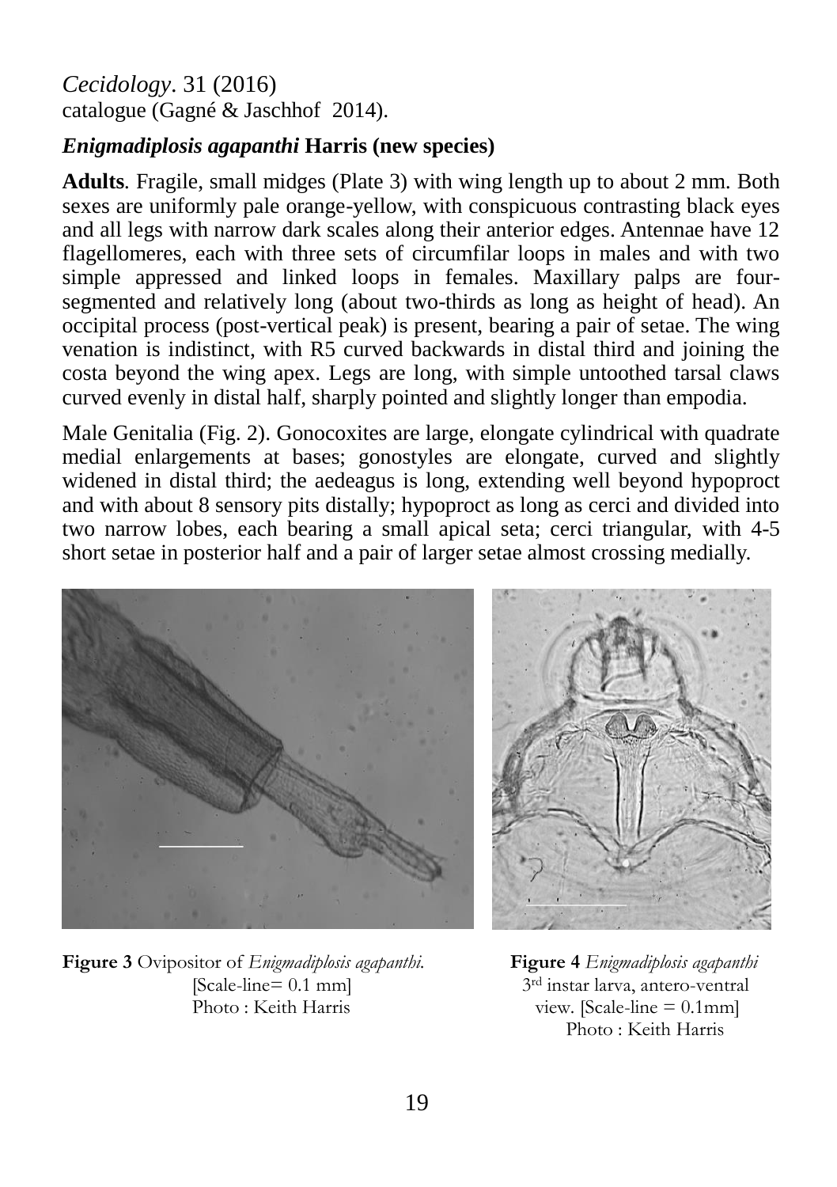catalogue (Gagné & Jaschhof 2014).

### *Enigmadiplosis agapanthi* Harris (new species)

**Adults**. Fragile, small midges (Plate 3) with wing length up to about 2 mm. Both sexes are uniformly pale orange-yellow, with conspicuous contrasting black eyes and all legs with narrow dark scales along their anterior edges. Antennae have 12 flagellomeres, each with three sets of circumfilar loops in males and with two simple appressed and linked loops in females. Maxillary palps are four-segmented and relatively long (about two-thirds as long as height of head). An occipital process (post-vertical peak) is present, bearing a pair of setae. The wing venation is indistinct, with R5 curved backwards in distal third and joining the costa beyond the wing apex. Legs are long, with simple untoothed tarsal claws curved evenly in distal half, sharply pointed and slightly longer than empodia.

Male Genitalia (Fig. 2). Gonocoxites are large, elongate cylindrical with quadrate medial enlargements at bases; gonostyles are elongate, curved and slightly widened in distal third; the aedeagus is long, extending well beyond hypoproct and with about 8 sensory pits distally; hypoproct as long as cerci and divided into two narrow lobes, each bearing a small apical seta; cerci triangular, with 4-5 short setae in posterior half and a pair of larger setae almost crossing medially.

**Figure 3** Ovipositor of *Enigmadiplosis agapanthi*. [Scale-line= 0.1 mm] Photo : Keith Harris

**Figure 4** *Enigmadiplosis agapanthi* 3rd instar larva, antero-ventral view. [Scale-line = 0.1mm] Photo : Keith Harris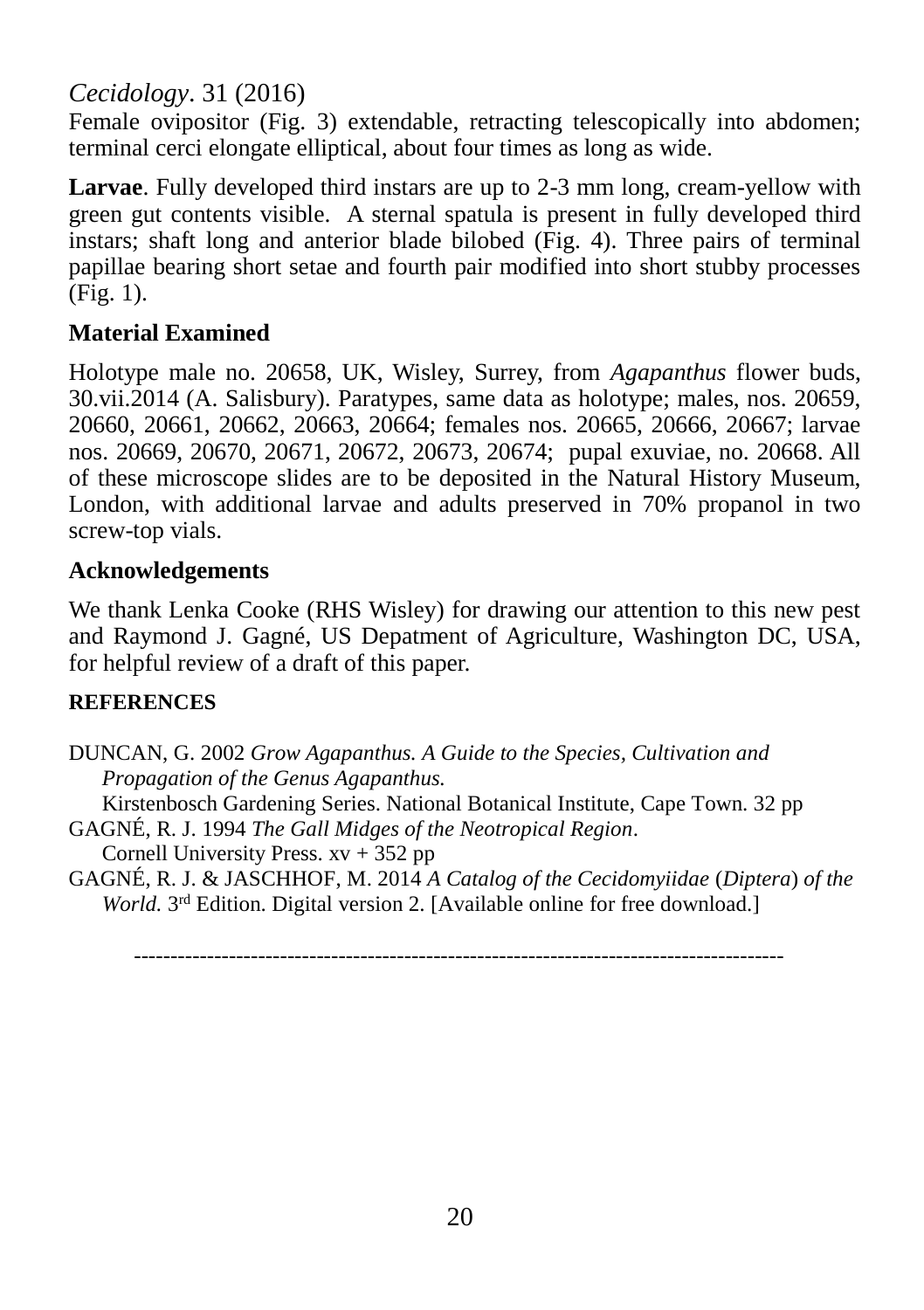Female ovipositor (Fig. 3) extendable, retracting telescopically into abdomen; terminal cerci elongate elliptical, about four times as long as wide.

**Larvae**. Fully developed third instars are up to 2-3 mm long, cream-yellow with green gut contents visible. A sternal spatula is present in fully developed third instars; shaft long and anterior blade bilobed (Fig. 4). Three pairs of terminal papillae bearing short setae and fourth pair modified into short stubby processes (Fig. 1).

## Material Examined

Holotype male no. 20658, UK, Wisley, Surrey, from *Agapanthus* flower buds, 30.vii.2014 (A. Salisbury). Paratypes, same data as holotype; males, nos. 20659, 20660, 20661, 20662, 20663, 20664; females nos. 20665, 20666, 20667; larvae nos. 20669, 20670, 20671, 20672, 20673, 20674; pupal exuviae, no. 20668. All of these microscope slides are to be deposited in the Natural History Museum, London, with additional larvae and adults preserved in 70% propanol in two screw-top vials.

## Acknowledgements

We thank Lenka Cooke (RHS Wisley) for drawing our attention to this new pest and Raymond J. Gagné, US Depatment of Agriculture, Washington DC, USA, for helpful review of a draft of this paper.

## REFERENCES

DUNCAN, G. 2002 *Grow Agapanthus. A Guide to the Species, Cultivation and Propagation of the Genus Agapanthus.* Kirstenbosch Gardening Series. National Botanical Institute, Cape Town. 32 pp

GAGNÉ, R. J. 1994 *The Gall Midges of the Neotropical Region*. Cornell University Press. xv + 352 pp

GAGNÉ, R. J. & JASCHHOF, M. 2014 *A Catalog of the Cecidomyiidae* (*Diptera*) *of the World.* 3rd Edition. Digital version 2. [Available online for free download.]

---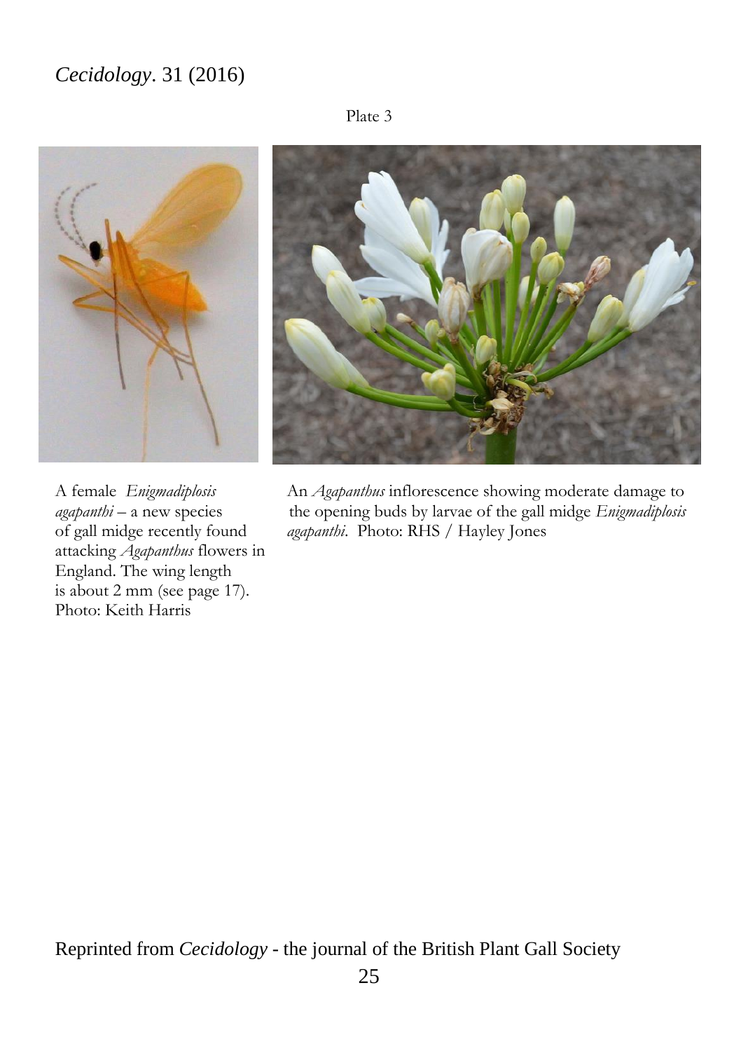Plate 3

A female *Enigmadiplosis agapanthi* – a new species of gall midge recently found attacking *Agapanthus* flowers in England. The wing length is about 2 mm (see page 17). Photo: Keith Harris

An *Agapanthus* inflorescence showing moderate damage to the opening buds by larvae of the gall midge *Enigmadiplosis agapanthi*. Photo: RHS / Hayley Jones

Reprinted from *Cecidology* - the journal of the British Plant Gall Society